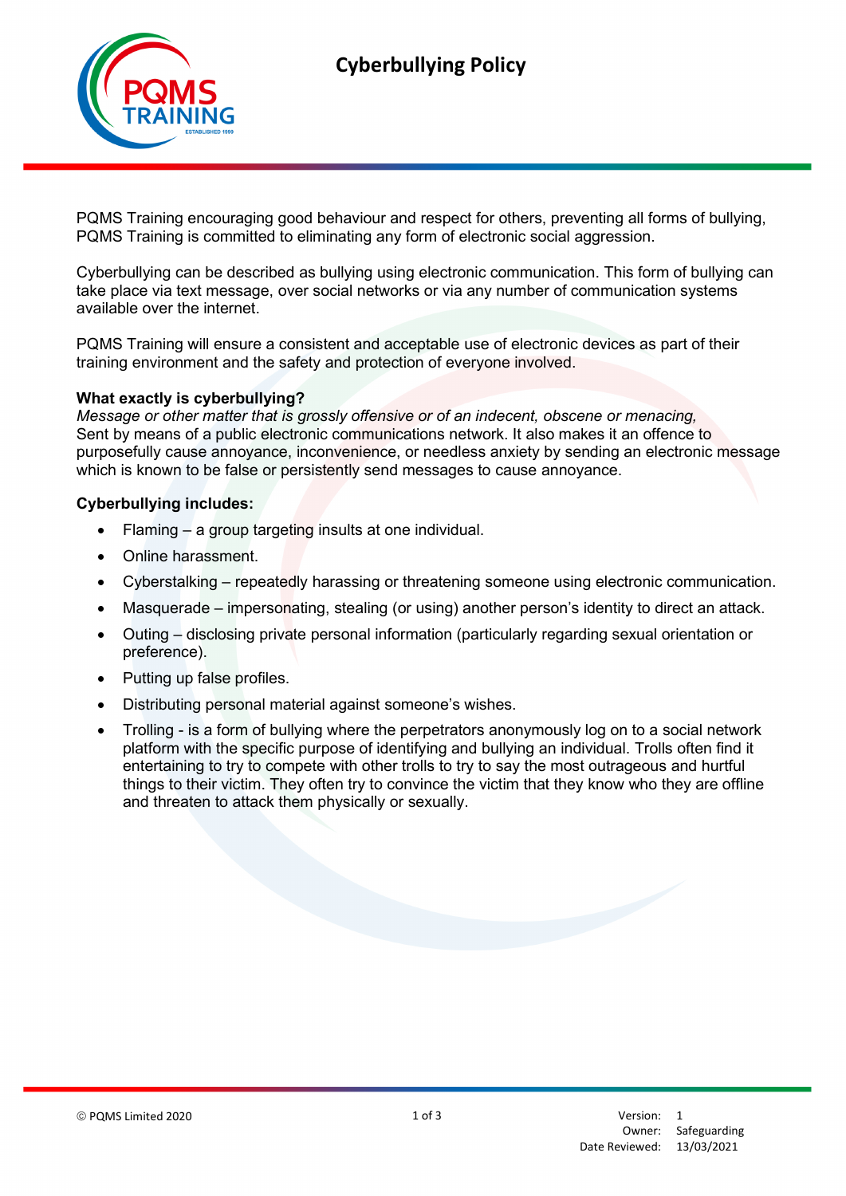# Cyberbullying Policy

PQMS Training encouraging good behaviour and respect for others, preventing all forms of bullying, PQMS Training is committed to eliminating any form of electronic social aggression.

Cyberbullying can be described as bullying using electronic communication. This form of bullying can take place via text message, over social networks or via any number of communication systems available over the internet.

PQMS Training will ensure a consistent and acceptable use of electronic devices as part of their training environment and the safety and protection of everyone involved.

**What exactly is cyberbullying?**
*Message or other matter that is grossly offensive or of an indecent, obscene or menacing,* Sent by means of a public electronic communications network. It also makes it an offence to purposefully cause annoyance, inconvenience, or needless anxiety by sending an electronic message which is known to be false or persistently send messages to cause annoyance.

**Cyberbullying includes:**

- Flaming – a group targeting insults at one individual.
- Online harassment.
- Cyberstalking – repeatedly harassing or threatening someone using electronic communication.
- Masquerade – impersonating, stealing (or using) another person's identity to direct an attack.
- Outing – disclosing private personal information (particularly regarding sexual orientation or preference).
- Putting up false profiles.
- Distributing personal material against someone's wishes.
- Trolling - is a form of bullying where the perpetrators anonymously log on to a social network platform with the specific purpose of identifying and bullying an individual. Trolls often find it entertaining to try to compete with other trolls to try to say the most outrageous and hurtful things to their victim. They often try to convince the victim that they know who they are offline and threaten to attack them physically or sexually.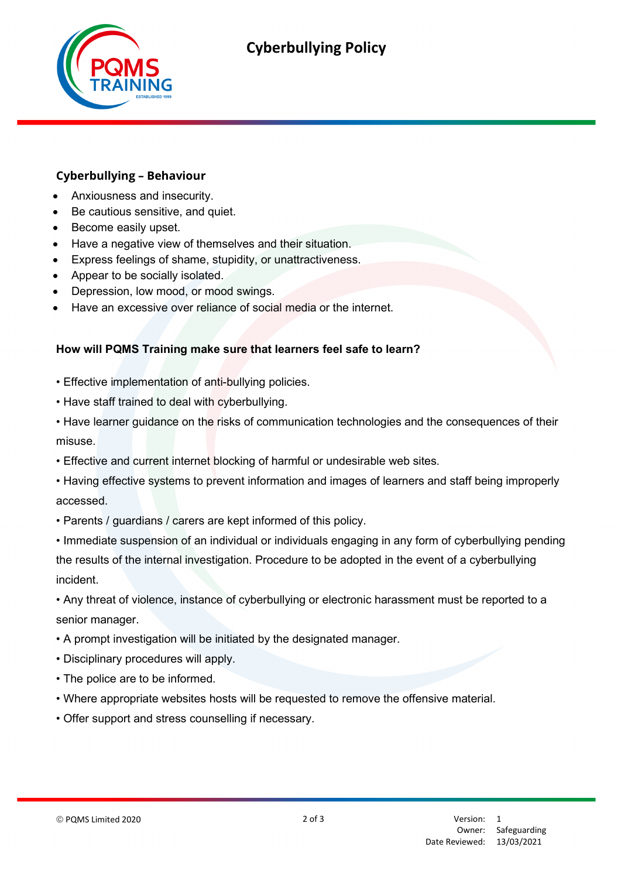## Cyberbullying – Behaviour

- Anxiousness and insecurity.
- Be cautious sensitive, and quiet.
- Become easily upset.
- Have a negative view of themselves and their situation.
- Express feelings of shame, stupidity, or unattractiveness.
- Appear to be socially isolated.
- Depression, low mood, or mood swings.
- Have an excessive over reliance of social media or the internet.

**How will PQMS Training make sure that learners feel safe to learn?**

• Effective implementation of anti-bullying policies.

• Have staff trained to deal with cyberbullying.

• Have learner guidance on the risks of communication technologies and the consequences of their misuse.

• Effective and current internet blocking of harmful or undesirable web sites.

• Having effective systems to prevent information and images of learners and staff being improperly accessed.

• Parents / guardians / carers are kept informed of this policy.

• Immediate suspension of an individual or individuals engaging in any form of cyberbullying pending the results of the internal investigation. Procedure to be adopted in the event of a cyberbullying incident.

• Any threat of violence, instance of cyberbullying or electronic harassment must be reported to a senior manager.

• A prompt investigation will be initiated by the designated manager.

• Disciplinary procedures will apply.

• The police are to be informed.

• Where appropriate websites hosts will be requested to remove the offensive material.

• Offer support and stress counselling if necessary.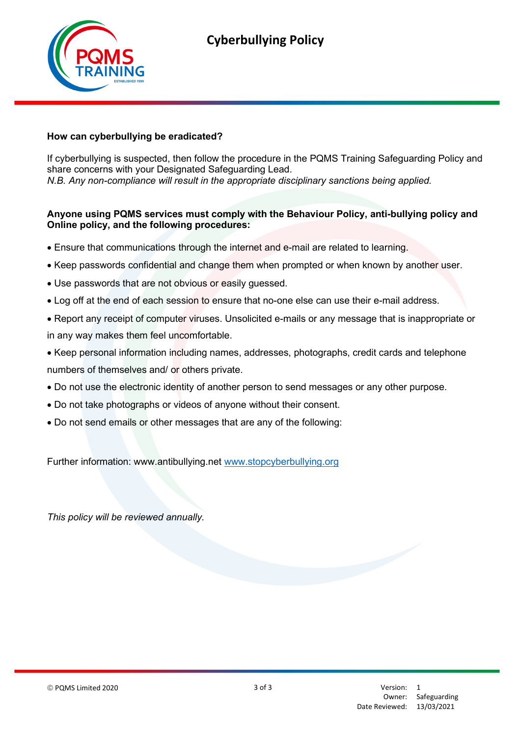**How can cyberbullying be eradicated?**

If cyberbullying is suspected, then follow the procedure in the PQMS Training Safeguarding Policy and share concerns with your Designated Safeguarding Lead.
*N.B. Any non-compliance will result in the appropriate disciplinary sanctions being applied.*

**Anyone using PQMS services must comply with the Behaviour Policy, anti-bullying policy and Online policy, and the following procedures:**

- Ensure that communications through the internet and e-mail are related to learning.
- Keep passwords confidential and change them when prompted or when known by another user.
- Use passwords that are not obvious or easily guessed.
- Log off at the end of each session to ensure that no-one else can use their e-mail address.
- Report any receipt of computer viruses. Unsolicited e-mails or any message that is inappropriate or in any way makes them feel uncomfortable.
- Keep personal information including names, addresses, photographs, credit cards and telephone numbers of themselves and/ or others private.
- Do not use the electronic identity of another person to send messages or any other purpose.
- Do not take photographs or videos of anyone without their consent.
- Do not send emails or other messages that are any of the following:

Further information: www.antibullying.net www.stopcyberbullying.org

*This policy will be reviewed annually.*

© PQMS Limited 2020

Version: 1
Owner: Safeguarding
Date Reviewed: 13/03/2021